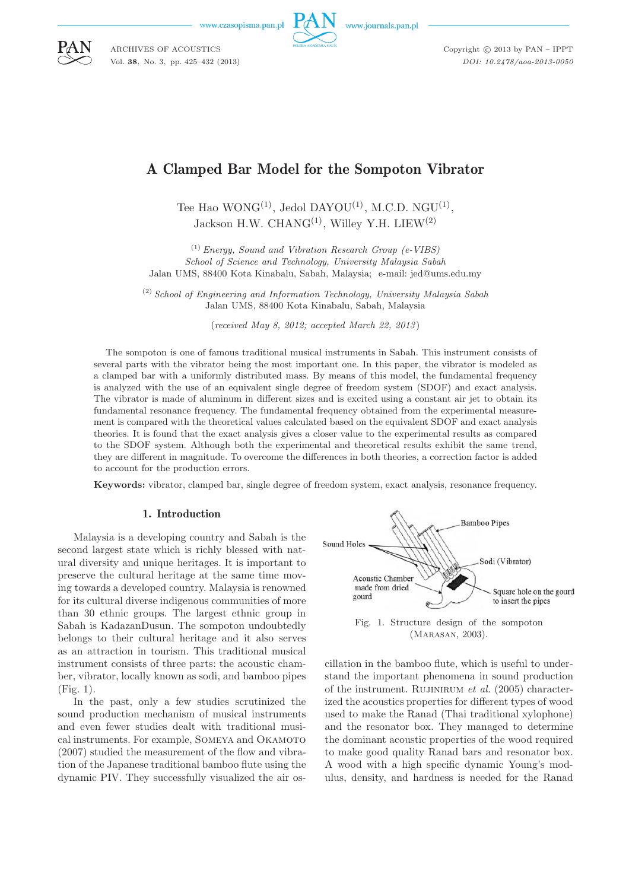# A Clamped Bar Model for the Sompoton Vibrator

Tee Hao WONG[(1)], Jedol DAYOU[(1)], M.C.D. NGU[(1)], Jackson H.W. CHANG[(1)], Willey Y.H. LIEW[(2)]

[(1)] *Energy, Sound and Vibration Research Group (e-VIBS)*
*School of Science and Technology, University Malaysia Sabah*
Jalan UMS, 88400 Kota Kinabalu, Sabah, Malaysia; e-mail: jed@ums.edu.my

[(2)] *School of Engineering and Information Technology, University Malaysia Sabah*
Jalan UMS, 88400 Kota Kinabalu, Sabah, Malaysia

(*received May 8, 2012; accepted March 22, 2013*)

The sompoton is one of famous traditional musical instruments in Sabah. This instrument consists of several parts with the vibrator being the most important one. In this paper, the vibrator is modeled as a clamped bar with a uniformly distributed mass. By means of this model, the fundamental frequency is analyzed with the use of an equivalent single degree of freedom system (SDOF) and exact analysis. The vibrator is made of aluminum in different sizes and is excited using a constant air jet to obtain its fundamental resonance frequency. The fundamental frequency obtained from the experimental measurement is compared with the theoretical values calculated based on the equivalent SDOF and exact analysis theories. It is found that the exact analysis gives a closer value to the experimental results as compared to the SDOF system. Although both the experimental and theoretical results exhibit the same trend, they are different in magnitude. To overcome the differences in both theories, a correction factor is added to account for the production errors.

**Keywords:** vibrator, clamped bar, single degree of freedom system, exact analysis, resonance frequency.

## 1. Introduction

Malaysia is a developing country and Sabah is the second largest state which is richly blessed with natural diversity and unique heritages. It is important to preserve the cultural heritage at the same time moving towards a developed country. Malaysia is renowned for its cultural diverse indigenous communities of more than 30 ethnic groups. The largest ethnic group in Sabah is KadazanDusun. The sompoton undoubtedly belongs to their cultural heritage and it also serves as an attraction in tourism. This traditional musical instrument consists of three parts: the acoustic chamber, vibrator, locally known as sodi, and bamboo pipes (Fig. 1).

Fig. 1. Structure design of the sompoton (Marasan, 2003).

In the past, only a few studies scrutinized the sound production mechanism of musical instruments and even fewer studies dealt with traditional musical instruments. For example, Someya and Okamoto (2007) studied the measurement of the flow and vibration of the Japanese traditional bamboo flute using the dynamic PIV. They successfully visualized the air oscillation in the bamboo flute, which is useful to understand the important phenomena in sound production of the instrument. Rujinirum *et al.* (2005) characterized the acoustics properties for different types of wood used to make the Ranad (Thai traditional xylophone) and the resonator box. They managed to determine the dominant acoustic properties of the wood required to make good quality Ranad bars and resonator box. A wood with a high specific dynamic Young's modulus, density, and hardness is needed for the Ranad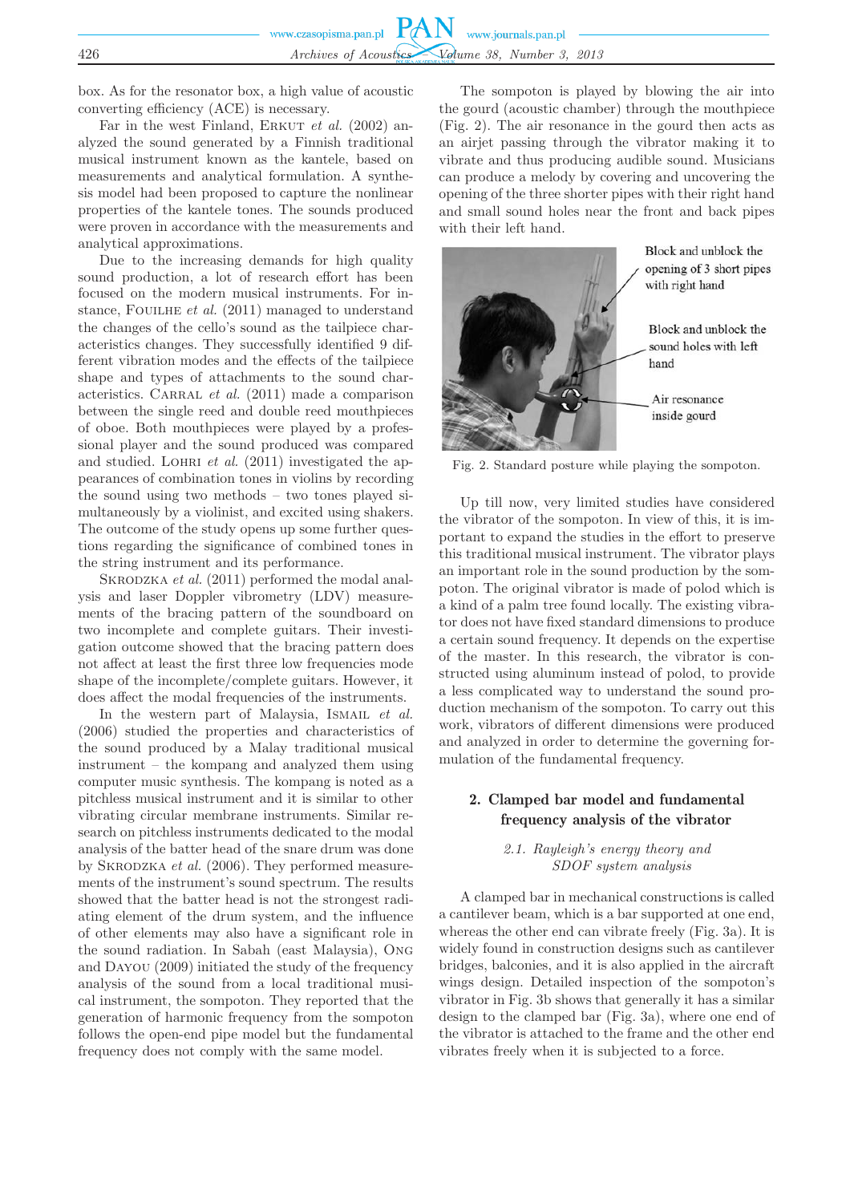box. As for the resonator box, a high value of acoustic converting efficiency (ACE) is necessary.

Far in the west Finland, Erkut *et al.* (2002) analyzed the sound generated by a Finnish traditional musical instrument known as the kantele, based on measurements and analytical formulation. A synthesis model had been proposed to capture the nonlinear properties of the kantele tones. The sounds produced were proven in accordance with the measurements and analytical approximations.

Due to the increasing demands for high quality sound production, a lot of research effort has been focused on the modern musical instruments. For instance, Fouilhe *et al.* (2011) managed to understand the changes of the cello's sound as the tailpiece characteristics changes. They successfully identified 9 different vibration modes and the effects of the tailpiece shape and types of attachments to the sound characteristics. Carral *et al.* (2011) made a comparison between the single reed and double reed mouthpieces of oboe. Both mouthpieces were played by a professional player and the sound produced was compared and studied. Lohri *et al.* (2011) investigated the appearances of combination tones in violins by recording the sound using two methods – two tones played simultaneously by a violinist, and excited using shakers. The outcome of the study opens up some further questions regarding the significance of combined tones in the string instrument and its performance.

Skrodzka *et al.* (2011) performed the modal analysis and laser Doppler vibrometry (LDV) measurements of the bracing pattern of the soundboard on two incomplete and complete guitars. Their investigation outcome showed that the bracing pattern does not affect at least the first three low frequencies mode shape of the incomplete/complete guitars. However, it does affect the modal frequencies of the instruments.

In the western part of Malaysia, Ismail *et al.* (2006) studied the properties and characteristics of the sound produced by a Malay traditional musical instrument – the kompang and analyzed them using computer music synthesis. The kompang is noted as a pitchless musical instrument and it is similar to other vibrating circular membrane instruments. Similar research on pitchless instruments dedicated to the modal analysis of the batter head of the snare drum was done by Skrodzka *et al.* (2006). They performed measurements of the instrument's sound spectrum. The results showed that the batter head is not the strongest radiating element of the drum system, and the influence of other elements may also have a significant role in the sound radiation. In Sabah (east Malaysia), Ong and Dayou (2009) initiated the study of the frequency analysis of the sound from a local traditional musical instrument, the sompoton. They reported that the generation of harmonic frequency from the sompoton follows the open-end pipe model but the fundamental frequency does not comply with the same model.

The sompoton is played by blowing the air into the gourd (acoustic chamber) through the mouthpiece (Fig. 2). The air resonance in the gourd then acts as an airjet passing through the vibrator making it to vibrate and thus producing audible sound. Musicians can produce a melody by covering and uncovering the opening of the three shorter pipes with their right hand and small sound holes near the front and back pipes with their left hand.

Fig. 2. Standard posture while playing the sompoton.

Up till now, very limited studies have considered the vibrator of the sompoton. In view of this, it is important to expand the studies in the effort to preserve this traditional musical instrument. The vibrator plays an important role in the sound production by the sompoton. The original vibrator is made of polod which is a kind of a palm tree found locally. The existing vibrator does not have fixed standard dimensions to produce a certain sound frequency. It depends on the expertise of the master. In this research, the vibrator is constructed using aluminum instead of polod, to provide a less complicated way to understand the sound production mechanism of the sompoton. To carry out this work, vibrators of different dimensions were produced and analyzed in order to determine the governing formulation of the fundamental frequency.

## 2. Clamped bar model and fundamental frequency analysis of the vibrator

### *2.1. Rayleigh's energy theory and SDOF system analysis*

A clamped bar in mechanical constructions is called a cantilever beam, which is a bar supported at one end, whereas the other end can vibrate freely (Fig. 3a). It is widely found in construction designs such as cantilever bridges, balconies, and it is also applied in the aircraft wings design. Detailed inspection of the sompoton's vibrator in Fig. 3b shows that generally it has a similar design to the clamped bar (Fig. 3a), where one end of the vibrator is attached to the frame and the other end vibrates freely when it is subjected to a force.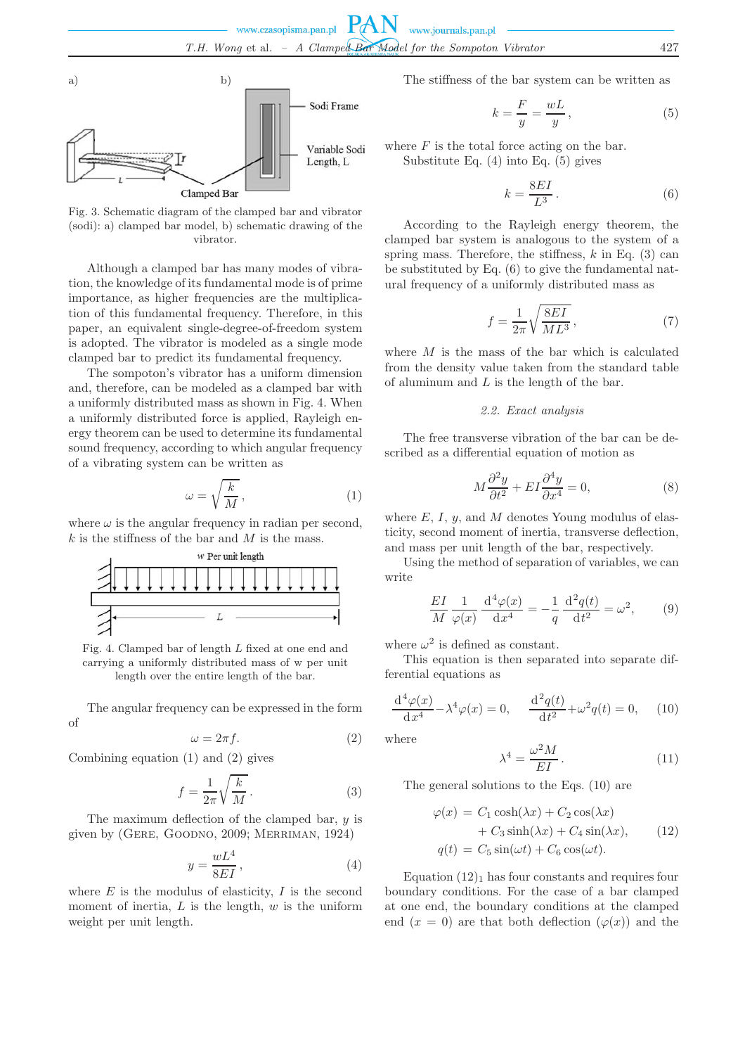Fig. 3. Schematic diagram of the clamped bar and vibrator (sodi): a) clamped bar model, b) schematic drawing of the vibrator.

Although a clamped bar has many modes of vibration, the knowledge of its fundamental mode is of prime importance, as higher frequencies are the multiplication of this fundamental frequency. Therefore, in this paper, an equivalent single-degree-of-freedom system is adopted. The vibrator is modeled as a single mode clamped bar to predict its fundamental frequency.

The sompoton's vibrator has a uniform dimension and, therefore, can be modeled as a clamped bar with a uniformly distributed mass as shown in Fig. 4. When a uniformly distributed force is applied, Rayleigh energy theorem can be used to determine its fundamental sound frequency, according to which angular frequency of a vibrating system can be written as

$$\omega = \sqrt{\frac{k}{M}}, \tag{1}$$

where $\omega$ is the angular frequency in radian per second, $k$ is the stiffness of the bar and $M$ is the mass.

Fig. 4. Clamped bar of length $L$ fixed at one end and carrying a uniformly distributed mass of w per unit length over the entire length of the bar.

The angular frequency can be expressed in the form of

$$\omega = 2\pi f. \tag{2}$$

Combining equation (1) and (2) gives

$$f = \frac{1}{2\pi}\sqrt{\frac{k}{M}}. \tag{3}$$

The maximum deflection of the clamped bar, $y$ is given by (Gere, Goodno, 2009; Merriman, 1924)

$$y = \frac{wL^4}{8EI}, \tag{4}$$

where $E$ is the modulus of elasticity, $I$ is the second moment of inertia, $L$ is the length, $w$ is the uniform weight per unit length.

The stiffness of the bar system can be written as

$$k = \frac{F}{y} = \frac{wL}{y}, \tag{5}$$

where $F$ is the total force acting on the bar.

Substitute Eq. (4) into Eq. (5) gives

$$k = \frac{8EI}{L^3}. \tag{6}$$

According to the Rayleigh energy theorem, the clamped bar system is analogous to the system of a spring mass. Therefore, the stiffness, $k$ in Eq. (3) can be substituted by Eq. (6) to give the fundamental natural frequency of a uniformly distributed mass as

$$f = \frac{1}{2\pi}\sqrt{\frac{8EI}{ML^3}}, \tag{7}$$

where $M$ is the mass of the bar which is calculated from the density value taken from the standard table of aluminum and $L$ is the length of the bar.

### 2.2. Exact analysis

The free transverse vibration of the bar can be described as a differential equation of motion as

$$M\frac{\partial^2 y}{\partial t^2} + EI\frac{\partial^4 y}{\partial x^4} = 0, \tag{8}$$

where $E$, $I$, $y$, and $M$ denote Young modulus of elasticity, second moment of inertia, transverse deflection, and mass per unit length of the bar, respectively.

Using the method of separation of variables, we can write

$$\frac{EI}{M}\frac{1}{\varphi(x)}\frac{\mathrm{d}^4\varphi(x)}{\mathrm{d}x^4} = -\frac{1}{q}\frac{\mathrm{d}^2 q(t)}{\mathrm{d}t^2} = \omega^2, \tag{9}$$

where $\omega^2$ is defined as constant.

This equation is then separated into separate differential equations as

$$\frac{\mathrm{d}^4\varphi(x)}{\mathrm{d}x^4} - \lambda^4\varphi(x) = 0, \qquad \frac{\mathrm{d}^2 q(t)}{\mathrm{d}t^2} + \omega^2 q(t) = 0, \tag{10}$$

where

$$\lambda^4 = \frac{\omega^2 M}{EI}. \tag{11}$$

The general solutions to the Eqs. (10) are

$$\begin{aligned}\varphi(x) &= C_1\cosh(\lambda x) + C_2\cos(\lambda x) \\ &\quad + C_3\sinh(\lambda x) + C_4\sin(\lambda x), \\ q(t) &= C_5\sin(\omega t) + C_6\cos(\omega t).\end{aligned} \tag{12}$$

Equation $(12)_1$ has four constants and requires four boundary conditions. For the case of a bar clamped at one end, the boundary conditions at the clamped end ($x = 0$) are that both deflection ($\varphi(x)$) and the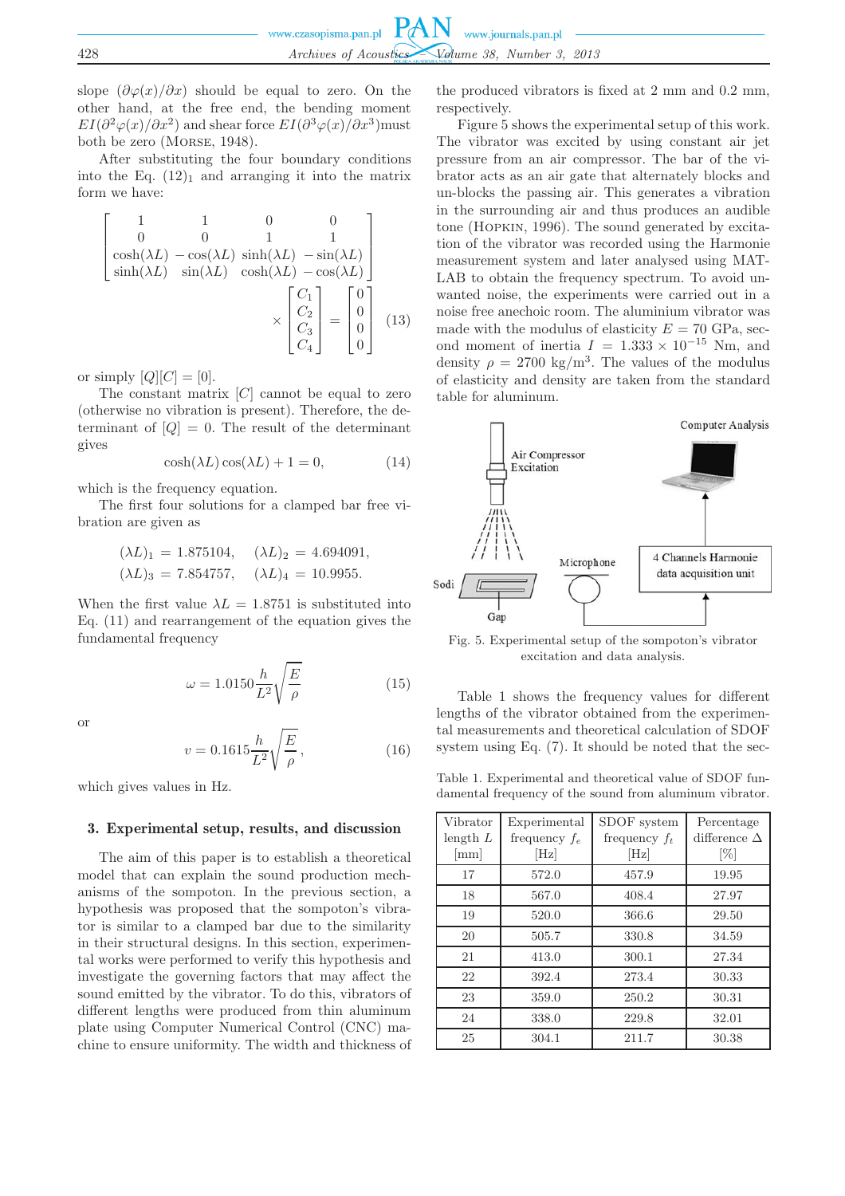slope $(\partial\varphi(x)/\partial x)$ should be equal to zero. On the other hand, at the free end, the bending moment $EI(\partial^2\varphi(x)/\partial x^2)$ and shear force $EI(\partial^3\varphi(x)/\partial x^3)$must both be zero (Morse, 1948).

After substituting the four boundary conditions into the Eq. $(12)_1$ and arranging it into the matrix form we have:

$$\begin{bmatrix} 1 & 1 & 0 & 0 \\ 0 & 0 & 1 & 1 \\ \cosh(\lambda L) & -\cos(\lambda L) & \sinh(\lambda L) & -\sin(\lambda L) \\ \sinh(\lambda L) & \sin(\lambda L) & \cosh(\lambda L) & -\cos(\lambda L) \end{bmatrix} \times \begin{bmatrix} C_1 \\ C_2 \\ C_3 \\ C_4 \end{bmatrix} = \begin{bmatrix} 0 \\ 0 \\ 0 \\ 0 \end{bmatrix} \tag{13}$$

or simply $[Q][C] = [0]$.

The constant matrix $[C]$ cannot be equal to zero (otherwise no vibration is present). Therefore, the determinant of $[Q] = 0$. The result of the determinant gives

$$\cosh(\lambda L)\cos(\lambda L) + 1 = 0, \tag{14}$$

which is the frequency equation.

The first four solutions for a clamped bar free vibration are given as

$$(\lambda L)_1 = 1.875104, \quad (\lambda L)_2 = 4.694091,$$
$$(\lambda L)_3 = 7.854757, \quad (\lambda L)_4 = 10.9955.$$

When the first value $\lambda L = 1.8751$ is substituted into Eq. (11) and rearrangement of the equation gives the fundamental frequency

$$\omega = 1.0150\frac{h}{L^2}\sqrt{\frac{E}{\rho}} \tag{15}$$

or

$$v = 0.1615\frac{h}{L^2}\sqrt{\frac{E}{\rho}}, \tag{16}$$

which gives values in Hz.

## 3. Experimental setup, results, and discussion

The aim of this paper is to establish a theoretical model that can explain the sound production mechanisms of the sompoton. In the previous section, a hypothesis was proposed that the sompoton's vibrator is similar to a clamped bar due to the similarity in their structural designs. In this section, experimental works were performed to verify this hypothesis and investigate the governing factors that may affect the sound emitted by the vibrator. To do this, vibrators of different lengths were produced from thin aluminum plate using Computer Numerical Control (CNC) machine to ensure uniformity. The width and thickness of the produced vibrators is fixed at 2 mm and 0.2 mm, respectively.

Figure 5 shows the experimental setup of this work. The vibrator was excited by using constant air jet pressure from an air compressor. The bar of the vibrator acts as an air gate that alternately blocks and un-blocks the passing air. This generates a vibration in the surrounding air and thus produces an audible tone (Hopkin, 1996). The sound generated by excitation of the vibrator was recorded using the Harmonie measurement system and later analysed using MATLAB to obtain the frequency spectrum. To avoid unwanted noise, the experiments were carried out in a noise free anechoic room. The aluminium vibrator was made with the modulus of elasticity $E = 70$ GPa, second moment of inertia $I = 1.333 \times 10^{-15}$ Nm, and density $\rho = 2700$ kg/m$^3$. The values of the modulus of elasticity and density are taken from the standard table for aluminum.

Fig. 5. Experimental setup of the sompoton's vibrator excitation and data analysis.

Table 1 shows the frequency values for different lengths of the vibrator obtained from the experimental measurements and theoretical calculation of SDOF system using Eq. (7). It should be noted that the sec-

Table 1. Experimental and theoretical value of SDOF fundamental frequency of the sound from aluminum vibrator.

| Vibrator length $L$ [mm] | Experimental frequency $f_e$ [Hz] | SDOF system frequency $f_t$ [Hz] | Percentage difference $\Delta$ [%] |
|---|---|---|---|
| 17 | 572.0 | 457.9 | 19.95 |
| 18 | 567.0 | 408.4 | 27.97 |
| 19 | 520.0 | 366.6 | 29.50 |
| 20 | 505.7 | 330.8 | 34.59 |
| 21 | 413.0 | 300.1 | 27.34 |
| 22 | 392.4 | 273.4 | 30.33 |
| 23 | 359.0 | 250.2 | 30.31 |
| 24 | 338.0 | 229.8 | 32.01 |
| 25 | 304.1 | 211.7 | 30.38 |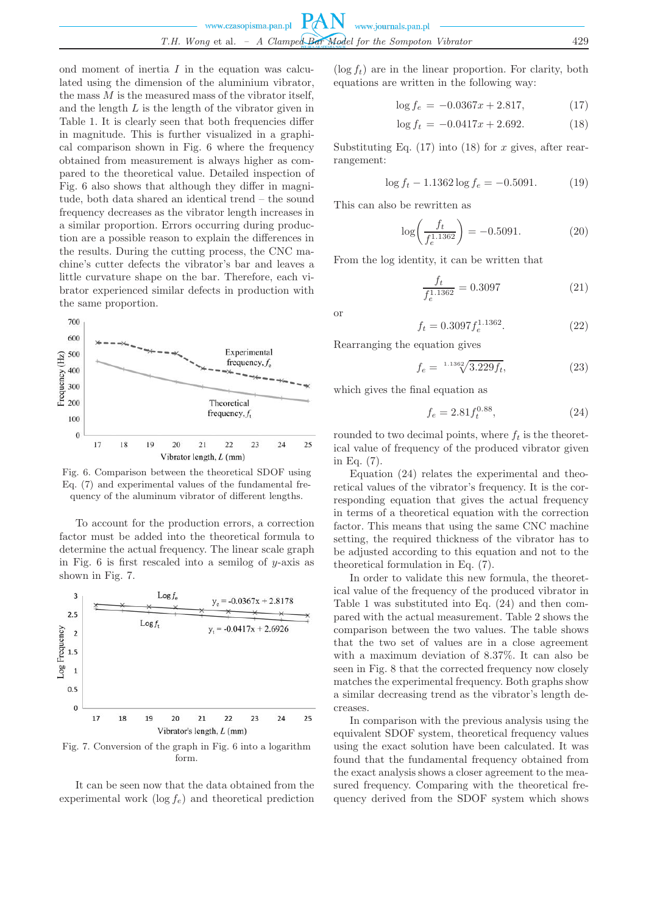ond moment of inertia $I$ in the equation was calculated using the dimension of the aluminium vibrator, the mass $M$ is the measured mass of the vibrator itself, and the length $L$ is the length of the vibrator given in Table 1. It is clearly seen that both frequencies differ in magnitude. This is further visualized in a graphical comparison shown in Fig. 6 where the frequency obtained from measurement is always higher as compared to the theoretical value. Detailed inspection of Fig. 6 also shows that although they differ in magnitude, both data shared an identical trend – the sound frequency decreases as the vibrator length increases in a similar proportion. Errors occurring during production are a possible reason to explain the differences in the results. During the cutting process, the CNC machine's cutter defects the vibrator's bar and leaves a little curvature shape on the bar. Therefore, each vibrator experienced similar defects in production with the same proportion.

Fig. 6. Comparison between the theoretical SDOF using Eq. (7) and experimental values of the fundamental frequency of the aluminum vibrator of different lengths.

To account for the production errors, a correction factor must be added into the theoretical formula to determine the actual frequency. The linear scale graph in Fig. 6 is first rescaled into a semilog of $y$-axis as shown in Fig. 7.

Fig. 7. Conversion of the graph in Fig. 6 into a logarithm form.

It can be seen now that the data obtained from the experimental work ($\log f_e$) and theoretical prediction ($\log f_t$) are in the linear proportion. For clarity, both equations are written in the following way:

$$\log f_e = -0.0367x + 2.817, \tag{17}$$

$$\log f_t = -0.0417x + 2.692. \tag{18}$$

Substituting Eq. (17) into (18) for $x$ gives, after rearrangement:

$$\log f_t - 1.1362 \log f_e = -0.5091. \tag{19}$$

This can also be rewritten as

$$\log\left(\frac{f_t}{f_e^{1.1362}}\right) = -0.5091. \tag{20}$$

From the log identity, it can be written that

$$\frac{f_t}{f_e^{1.1362}} = 0.3097 \tag{21}$$

or

$$f_t = 0.3097 f_e^{1.1362}. \tag{22}$$

Rearranging the equation gives

$$f_e = \sqrt[1.1362]{3.229 f_t}, \tag{23}$$

which gives the final equation as

$$f_e = 2.81 f_t^{0.88}, \tag{24}$$

rounded to two decimal points, where $f_t$ is the theoretical value of frequency of the produced vibrator given in Eq. (7).

Equation (24) relates the experimental and theoretical values of the vibrator's frequency. It is the corresponding equation that gives the actual frequency in terms of a theoretical equation with the correction factor. This means that using the same CNC machine setting, the required thickness of the vibrator has to be adjusted according to this equation and not to the theoretical formulation in Eq. (7).

In order to validate this new formula, the theoretical value of the frequency of the produced vibrator in Table 1 was substituted into Eq. (24) and then compared with the actual measurement. Table 2 shows the comparison between the two values. The table shows that the two set of values are in a close agreement with a maximum deviation of 8.37%. It can also be seen in Fig. 8 that the corrected frequency now closely matches the experimental frequency. Both graphs show a similar decreasing trend as the vibrator's length decreases.

In comparison with the previous analysis using the equivalent SDOF system, theoretical frequency values using the exact solution have been calculated. It was found that the fundamental frequency obtained from the exact analysis shows a closer agreement to the measured frequency. Comparing with the theoretical frequency derived from the SDOF system which shows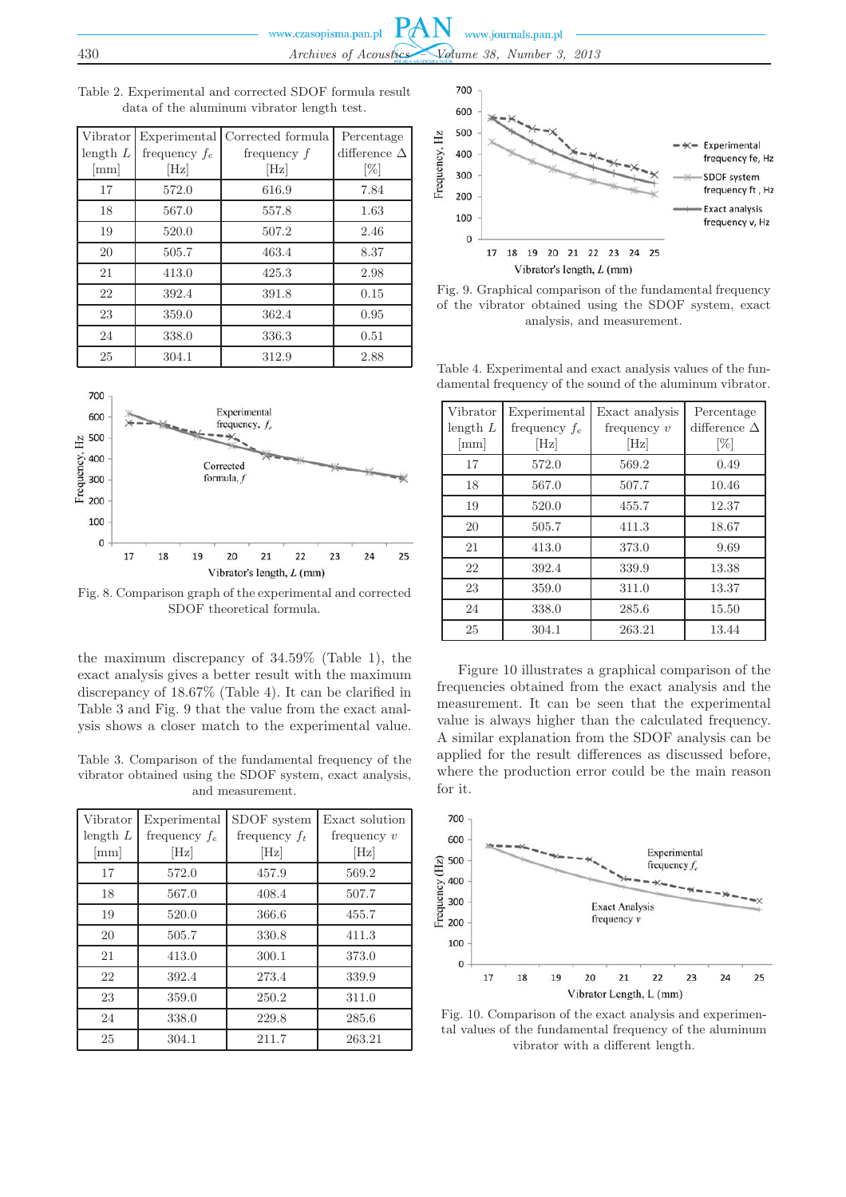Table 2. Experimental and corrected SDOF formula result data of the aluminum vibrator length test.

| Vibrator length $L$ [mm] | Experimental frequency $f_e$ [Hz] | Corrected formula frequency $f$ [Hz] | Percentage difference $\Delta$ [%] |
|---|---|---|---|
| 17 | 572.0 | 616.9 | 7.84 |
| 18 | 567.0 | 557.8 | 1.63 |
| 19 | 520.0 | 507.2 | 2.46 |
| 20 | 505.7 | 463.4 | 8.37 |
| 21 | 413.0 | 425.3 | 2.98 |
| 22 | 392.4 | 391.8 | 0.15 |
| 23 | 359.0 | 362.4 | 0.95 |
| 24 | 338.0 | 336.3 | 0.51 |
| 25 | 304.1 | 312.9 | 2.88 |

Fig. 8. Comparison graph of the experimental and corrected SDOF theoretical formula.

the maximum discrepancy of 34.59% (Table 1), the exact analysis gives a better result with the maximum discrepancy of 18.67% (Table 4). It can be clarified in Table 3 and Fig. 9 that the value from the exact analysis shows a closer match to the experimental value.

Table 3. Comparison of the fundamental frequency of the vibrator obtained using the SDOF system, exact analysis, and measurement.

| Vibrator length $L$ [mm] | Experimental frequency $f_e$ [Hz] | SDOF system frequency $f_t$ [Hz] | Exact solution frequency $v$ [Hz] |
|---|---|---|---|
| 17 | 572.0 | 457.9 | 569.2 |
| 18 | 567.0 | 408.4 | 507.7 |
| 19 | 520.0 | 366.6 | 455.7 |
| 20 | 505.7 | 330.8 | 411.3 |
| 21 | 413.0 | 300.1 | 373.0 |
| 22 | 392.4 | 273.4 | 339.9 |
| 23 | 359.0 | 250.2 | 311.0 |
| 24 | 338.0 | 229.8 | 285.6 |
| 25 | 304.1 | 211.7 | 263.21 |

Fig. 9. Graphical comparison of the fundamental frequency of the vibrator obtained using the SDOF system, exact analysis, and measurement.

Table 4. Experimental and exact analysis values of the fundamental frequency of the sound of the aluminum vibrator.

| Vibrator length $L$ [mm] | Experimental frequency $f_e$ [Hz] | Exact analysis frequency $v$ [Hz] | Percentage difference $\Delta$ [%] |
|---|---|---|---|
| 17 | 572.0 | 569.2 | 0.49 |
| 18 | 567.0 | 507.7 | 10.46 |
| 19 | 520.0 | 455.7 | 12.37 |
| 20 | 505.7 | 411.3 | 18.67 |
| 21 | 413.0 | 373.0 | 9.69 |
| 22 | 392.4 | 339.9 | 13.38 |
| 23 | 359.0 | 311.0 | 13.37 |
| 24 | 338.0 | 285.6 | 15.50 |
| 25 | 304.1 | 263.21 | 13.44 |

Figure 10 illustrates a graphical comparison of the frequencies obtained from the exact analysis and the measurement. It can be seen that the experimental value is always higher than the calculated frequency. A similar explanation from the SDOF analysis can be applied for the result differences as discussed before, where the production error could be the main reason for it.

Fig. 10. Comparison of the exact analysis and experimental values of the fundamental frequency of the aluminum vibrator with a different length.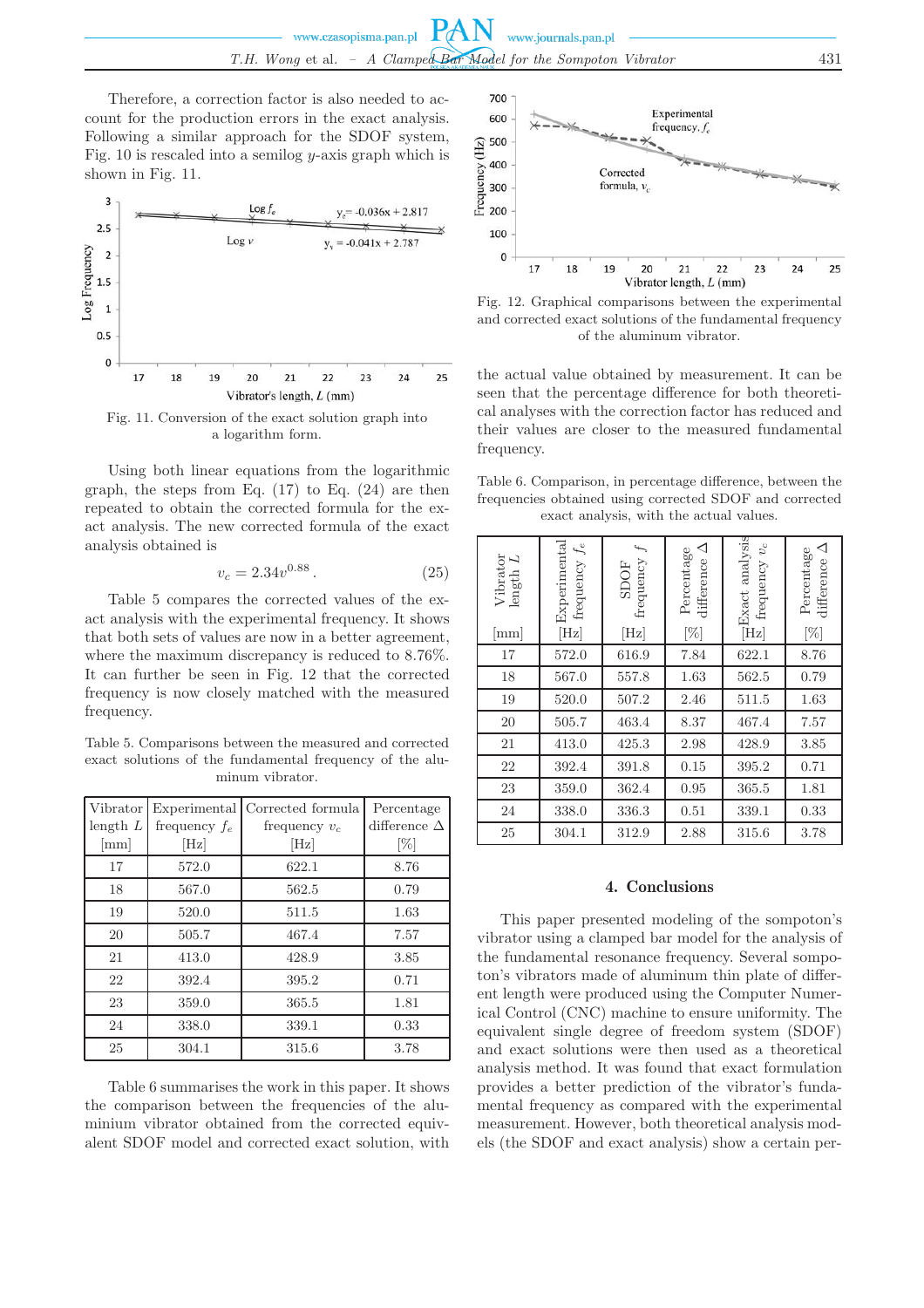Therefore, a correction factor is also needed to account for the production errors in the exact analysis. Following a similar approach for the SDOF system, Fig. 10 is rescaled into a semilog $y$-axis graph which is shown in Fig. 11.

Fig. 11. Conversion of the exact solution graph into a logarithm form.

Using both linear equations from the logarithmic graph, the steps from Eq. (17) to Eq. (24) are then repeated to obtain the corrected formula for the exact analysis. The new corrected formula of the exact analysis obtained is

$$v_c = 2.34v^{0.88}. \tag{25}$$

Table 5 compares the corrected values of the exact analysis with the experimental frequency. It shows that both sets of values are now in a better agreement, where the maximum discrepancy is reduced to 8.76%. It can further be seen in Fig. 12 that the corrected frequency is now closely matched with the measured frequency.

Table 5. Comparisons between the measured and corrected exact solutions of the fundamental frequency of the aluminum vibrator.

| Vibrator length $L$ [mm] | Experimental frequency $f_e$ [Hz] | Corrected formula frequency $v_c$ [Hz] | Percentage difference $\Delta$ [%] |
|---|---|---|---|
| 17 | 572.0 | 622.1 | 8.76 |
| 18 | 567.0 | 562.5 | 0.79 |
| 19 | 520.0 | 511.5 | 1.63 |
| 20 | 505.7 | 467.4 | 7.57 |
| 21 | 413.0 | 428.9 | 3.85 |
| 22 | 392.4 | 395.2 | 0.71 |
| 23 | 359.0 | 365.5 | 1.81 |
| 24 | 338.0 | 339.1 | 0.33 |
| 25 | 304.1 | 315.6 | 3.78 |

Table 6 summarises the work in this paper. It shows the comparison between the frequencies of the aluminium vibrator obtained from the corrected equivalent SDOF model and corrected exact solution, with the actual value obtained by measurement. It can be seen that the percentage difference for both theoretical analyses with the correction factor has reduced and their values are closer to the measured fundamental frequency.

Fig. 12. Graphical comparisons between the experimental and corrected exact solutions of the fundamental frequency of the aluminum vibrator.

Table 6. Comparison, in percentage difference, between the frequencies obtained using corrected SDOF and corrected exact analysis, with the actual values.

| Vibrator length $L$ [mm] | Experimental frequency $f_e$ [Hz] | SDOF frequency $f$ [Hz] | Percentage difference $\Delta$ [%] | Exact analysis frequency $v_c$ [Hz] | Percentage difference $\Delta$ [%] |
|---|---|---|---|---|---|
| 17 | 572.0 | 616.9 | 7.84 | 622.1 | 8.76 |
| 18 | 567.0 | 557.8 | 1.63 | 562.5 | 0.79 |
| 19 | 520.0 | 507.2 | 2.46 | 511.5 | 1.63 |
| 20 | 505.7 | 463.4 | 8.37 | 467.4 | 7.57 |
| 21 | 413.0 | 425.3 | 2.98 | 428.9 | 3.85 |
| 22 | 392.4 | 391.8 | 0.15 | 395.2 | 0.71 |
| 23 | 359.0 | 362.4 | 0.95 | 365.5 | 1.81 |
| 24 | 338.0 | 336.3 | 0.51 | 339.1 | 0.33 |
| 25 | 304.1 | 312.9 | 2.88 | 315.6 | 3.78 |

## 4. Conclusions

This paper presented modeling of the sompoton's vibrator using a clamped bar model for the analysis of the fundamental resonance frequency. Several sompoton's vibrators made of aluminum thin plate of different length were produced using the Computer Numerical Control (CNC) machine to ensure uniformity. The equivalent single degree of freedom system (SDOF) and exact solutions were then used as a theoretical analysis method. It was found that exact formulation provides a better prediction of the vibrator's fundamental frequency as compared with the experimental measurement. However, both theoretical analysis models (the SDOF and exact analysis) show a certain per-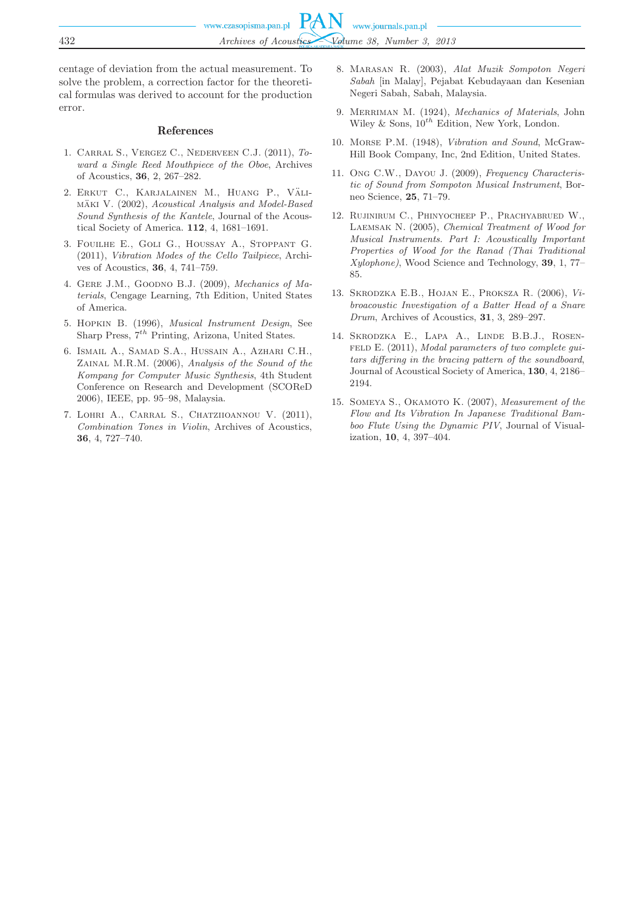centage of deviation from the actual measurement. To solve the problem, a correction factor for the theoretical formulas was derived to account for the production error.

## References

1. Carral S., Vergez C., Nederveen C.J. (2011), *Toward a Single Reed Mouthpiece of the Oboe*, Archives of Acoustics, **36**, 2, 267–282.
2. Erkut C., Karjalainen M., Huang P., Välimäki V. (2002), *Acoustical Analysis and Model-Based Sound Synthesis of the Kantele*, Journal of the Acoustical Society of America. **112**, 4, 1681–1691.
3. Fouilhe E., Goli G., Houssay A., Stoppant G. (2011), *Vibration Modes of the Cello Tailpiece*, Archives of Acoustics, **36**, 4, 741–759.
4. Gere J.M., Goodno B.J. (2009), *Mechanics of Materials*, Cengage Learning, 7th Edition, United States of America.
5. Hopkin B. (1996), *Musical Instrument Design*, See Sharp Press, $7^{th}$ Printing, Arizona, United States.
6. Ismail A., Samad S.A., Hussain A., Azhari C.H., Zainal M.R.M. (2006), *Analysis of the Sound of the Kompang for Computer Music Synthesis*, 4th Student Conference on Research and Development (SCOReD 2006), IEEE, pp. 95–98, Malaysia.
7. Lohri A., Carral S., Chatziioannou V. (2011), *Combination Tones in Violin*, Archives of Acoustics, **36**, 4, 727–740.
8. Marasan R. (2003), *Alat Muzik Sompoton Negeri Sabah* [in Malay], Pejabat Kebudayaan dan Kesenian Negeri Sabah, Sabah, Malaysia.
9. Merriman M. (1924), *Mechanics of Materials*, John Wiley & Sons, $10^{th}$ Edition, New York, London.
10. Morse P.M. (1948), *Vibration and Sound*, McGraw-Hill Book Company, Inc, 2nd Edition, United States.
11. Ong C.W., Dayou J. (2009), *Frequency Characteristic of Sound from Sompoton Musical Instrument*, Borneo Science, **25**, 71–79.
12. Rujinirum C., Phinyocheep P., Prachyabrued W., Laemsak N. (2005), *Chemical Treatment of Wood for Musical Instruments. Part I: Acoustically Important Properties of Wood for the Ranad (Thai Traditional Xylophone)*, Wood Science and Technology, **39**, 1, 77–85.
13. Skrodzka E.B., Hojan E., Proksza R. (2006), *Vibroacoustic Investigation of a Batter Head of a Snare Drum*, Archives of Acoustics, **31**, 3, 289–297.
14. Skrodzka E., Lapa A., Linde B.B.J., Rosenfeld E. (2011), *Modal parameters of two complete guitars differing in the bracing pattern of the soundboard*, Journal of Acoustical Society of America, **130**, 4, 2186–2194.
15. Someya S., Okamoto K. (2007), *Measurement of the Flow and Its Vibration In Japanese Traditional Bamboo Flute Using the Dynamic PIV*, Journal of Visualization, **10**, 4, 397–404.